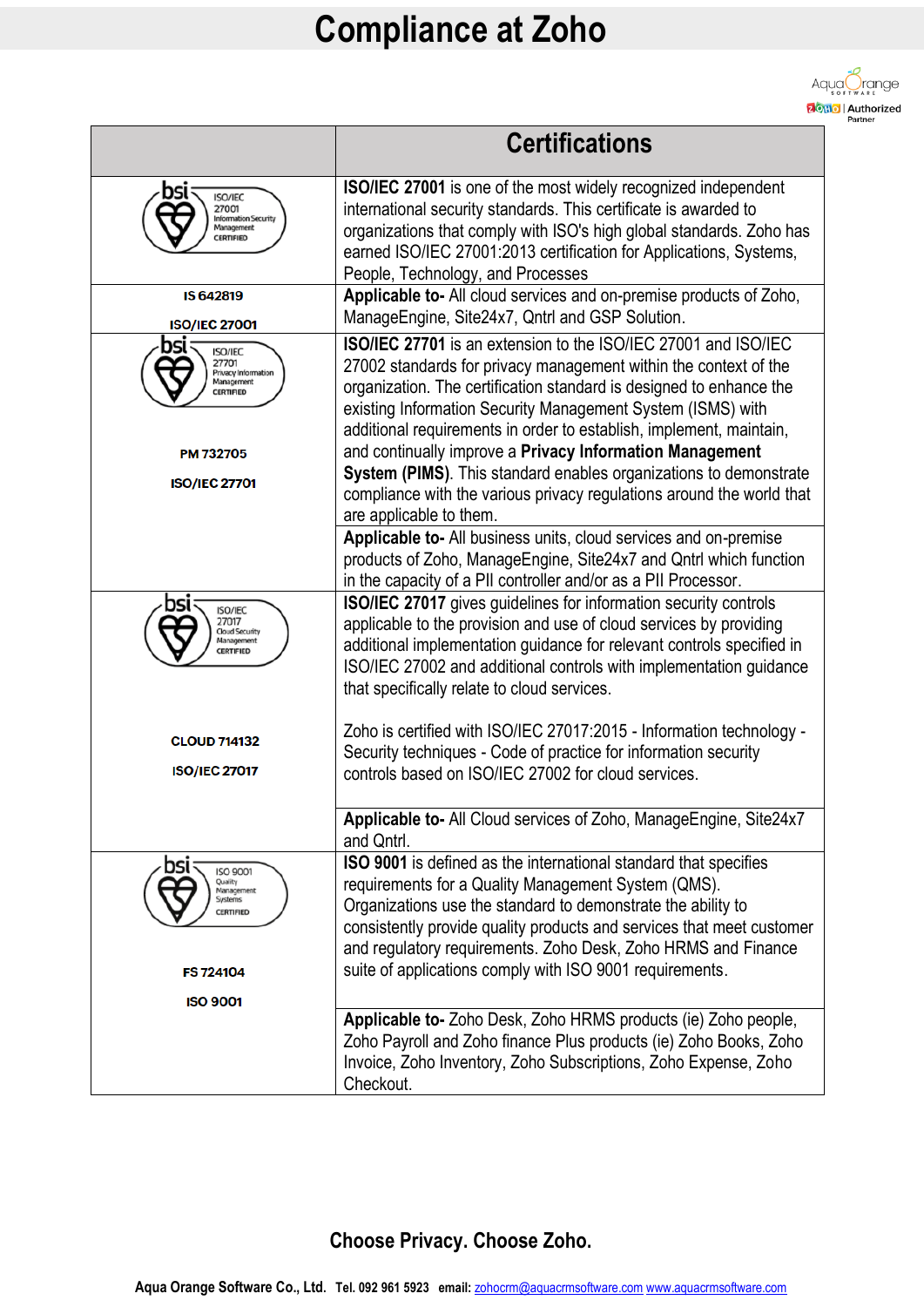# Compliance at Zoho

| | Certifications |
|---|---|
| bsi ISO/IEC 27001 Information Security Management CERTIFIED | **ISO/IEC 27001** is one of the most widely recognized independent international security standards. This certificate is awarded to organizations that comply with ISO's high global standards. Zoho has earned ISO/IEC 27001:2013 certification for Applications, Systems, People, Technology, and Processes |
| IS 642819<br>ISO/IEC 27001 | **Applicable to-** All cloud services and on-premise products of Zoho, ManageEngine, Site24x7, Qntrl and GSP Solution. |
| bsi ISO/IEC 27701 Privacy Information Management CERTIFIED<br>PM 732705<br>ISO/IEC 27701 | **ISO/IEC 27701** is an extension to the ISO/IEC 27001 and ISO/IEC 27002 standards for privacy management within the context of the organization. The certification standard is designed to enhance the existing Information Security Management System (ISMS) with additional requirements in order to establish, implement, maintain, and continually improve a **Privacy Information Management System (PIMS)**. This standard enables organizations to demonstrate compliance with the various privacy regulations around the world that are applicable to them. |
| | **Applicable to-** All business units, cloud services and on-premise products of Zoho, ManageEngine, Site24x7 and Qntrl which function in the capacity of a PII controller and/or as a PII Processor. |
| bsi ISO/IEC 27017 Cloud Security Management CERTIFIED<br>CLOUD 714132<br>ISO/IEC 27017 | **ISO/IEC 27017** gives guidelines for information security controls applicable to the provision and use of cloud services by providing additional implementation guidance for relevant controls specified in ISO/IEC 27002 and additional controls with implementation guidance that specifically relate to cloud services.<br><br>Zoho is certified with ISO/IEC 27017:2015 - Information technology - Security techniques - Code of practice for information security controls based on ISO/IEC 27002 for cloud services. |
| | **Applicable to-** All Cloud services of Zoho, ManageEngine, Site24x7 and Qntrl. |
| bsi ISO 9001 Quality Management Systems CERTIFIED<br>FS 724104<br>ISO 9001 | **ISO 9001** is defined as the international standard that specifies requirements for a Quality Management System (QMS). Organizations use the standard to demonstrate the ability to consistently provide quality products and services that meet customer and regulatory requirements. Zoho Desk, Zoho HRMS and Finance suite of applications comply with ISO 9001 requirements. |
| | **Applicable to-** Zoho Desk, Zoho HRMS products (ie) Zoho people, Zoho Payroll and Zoho finance Plus products (ie) Zoho Books, Zoho Invoice, Zoho Inventory, Zoho Subscriptions, Zoho Expense, Zoho Checkout. |

**Choose Privacy. Choose Zoho.**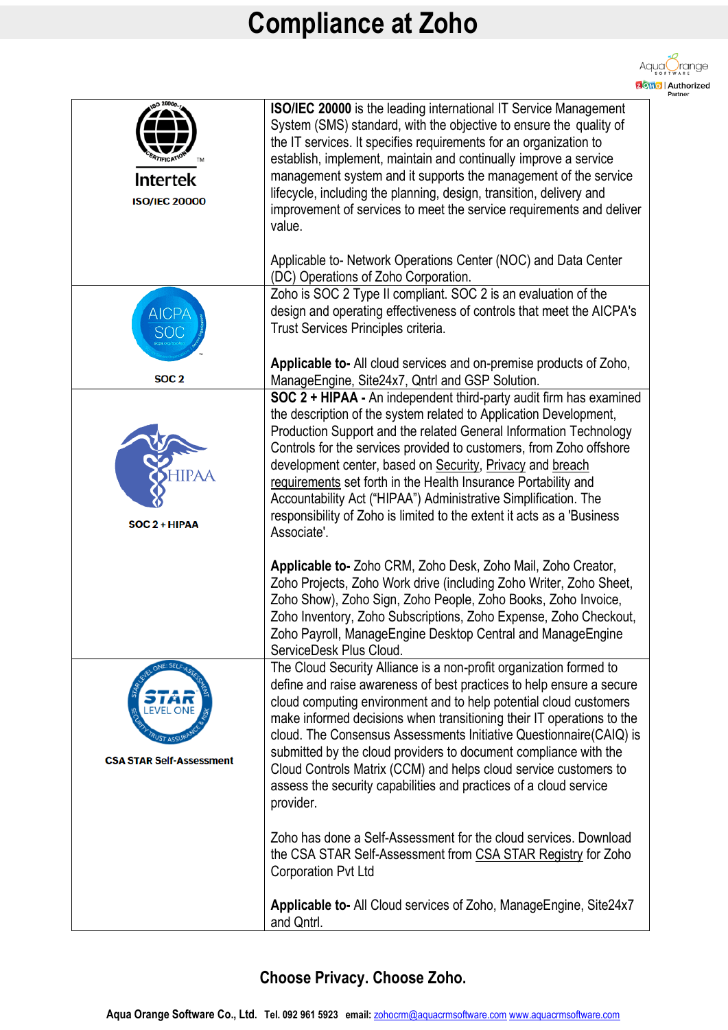# Compliance at Zoho

| Certification | Description |
|---|---|
| Intertek ISO/IEC 20000 | **ISO/IEC 20000** is the leading international IT Service Management System (SMS) standard, with the objective to ensure the quality of the IT services. It specifies requirements for an organization to establish, implement, maintain and continually improve a service management system and it supports the management of the service lifecycle, including the planning, design, transition, delivery and improvement of services to meet the service requirements and deliver value.<br><br>Applicable to- Network Operations Center (NOC) and Data Center (DC) Operations of Zoho Corporation. |
| SOC 2 | Zoho is SOC 2 Type II compliant. SOC 2 is an evaluation of the design and operating effectiveness of controls that meet the AICPA's Trust Services Principles criteria.<br><br>**Applicable to-** All cloud services and on-premise products of Zoho, ManageEngine, Site24x7, Qntrl and GSP Solution. |
| SOC 2 + HIPAA | **SOC 2 + HIPAA -** An independent third-party audit firm has examined the description of the system related to Application Development, Production Support and the related General Information Technology Controls for the services provided to customers, from Zoho offshore development center, based on Security, Privacy and breach requirements set forth in the Health Insurance Portability and Accountability Act ("HIPAA") Administrative Simplification. The responsibility of Zoho is limited to the extent it acts as a 'Business Associate'.<br><br>**Applicable to-** Zoho CRM, Zoho Desk, Zoho Mail, Zoho Creator, Zoho Projects, Zoho Work drive (including Zoho Writer, Zoho Sheet, Zoho Show), Zoho Sign, Zoho People, Zoho Books, Zoho Invoice, Zoho Inventory, Zoho Subscriptions, Zoho Expense, Zoho Checkout, Zoho Payroll, ManageEngine Desktop Central and ManageEngine ServiceDesk Plus Cloud. |
| CSA STAR Self-Assessment | The Cloud Security Alliance is a non-profit organization formed to define and raise awareness of best practices to help ensure a secure cloud computing environment and to help potential cloud customers make informed decisions when transitioning their IT operations to the cloud. The Consensus Assessments Initiative Questionnaire(CAIQ) is submitted by the cloud providers to document compliance with the Cloud Controls Matrix (CCM) and helps cloud service customers to assess the security capabilities and practices of a cloud service provider.<br><br>Zoho has done a Self-Assessment for the cloud services. Download the CSA STAR Self-Assessment from CSA STAR Registry for Zoho Corporation Pvt Ltd<br><br>**Applicable to-** All Cloud services of Zoho, ManageEngine, Site24x7 and Qntrl. |

**Choose Privacy. Choose Zoho.**

**Aqua Orange Software Co., Ltd. Tel. 092 961 5923 email:** zohocrm@aquacrmsoftware.com www.aquacrmsoftware.com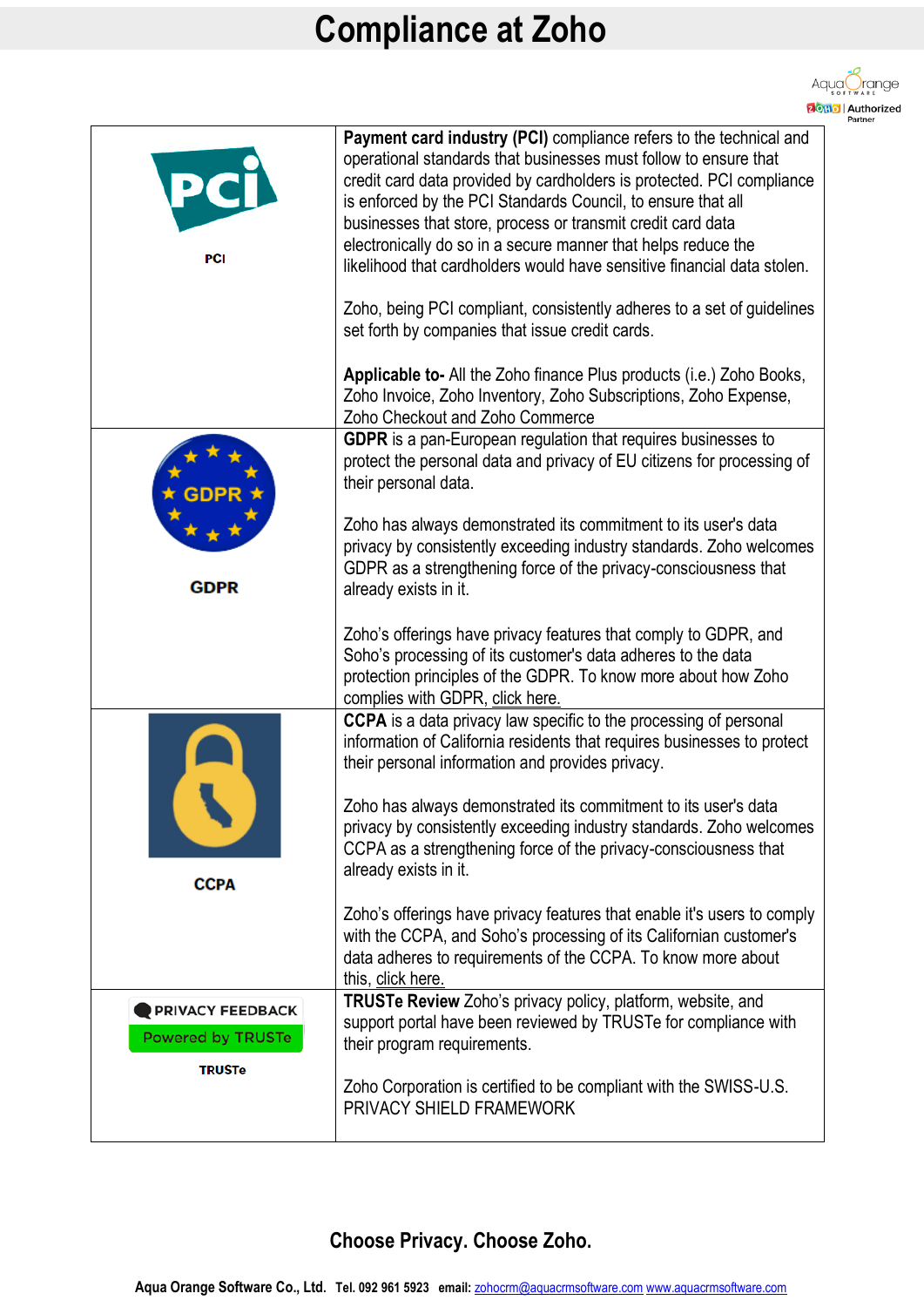# Compliance at Zoho

| | |
|---|---|
| PCI | **Payment card industry (PCI)** compliance refers to the technical and operational standards that businesses must follow to ensure that credit card data provided by cardholders is protected. PCI compliance is enforced by the PCI Standards Council, to ensure that all businesses that store, process or transmit credit card data electronically do so in a secure manner that helps reduce the likelihood that cardholders would have sensitive financial data stolen.<br><br>Zoho, being PCI compliant, consistently adheres to a set of guidelines set forth by companies that issue credit cards.<br><br>**Applicable to-** All the Zoho finance Plus products (i.e.) Zoho Books, Zoho Invoice, Zoho Inventory, Zoho Subscriptions, Zoho Expense, Zoho Checkout and Zoho Commerce |
| GDPR | **GDPR** is a pan-European regulation that requires businesses to protect the personal data and privacy of EU citizens for processing of their personal data.<br><br>Zoho has always demonstrated its commitment to its user's data privacy by consistently exceeding industry standards. Zoho welcomes GDPR as a strengthening force of the privacy-consciousness that already exists in it.<br><br>Zoho's offerings have privacy features that comply to GDPR, and Soho's processing of its customer's data adheres to the data protection principles of the GDPR. To know more about how Zoho complies with GDPR, click here. |
| CCPA | **CCPA** is a data privacy law specific to the processing of personal information of California residents that requires businesses to protect their personal information and provides privacy.<br><br>Zoho has always demonstrated its commitment to its user's data privacy by consistently exceeding industry standards. Zoho welcomes CCPA as a strengthening force of the privacy-consciousness that already exists in it.<br><br>Zoho's offerings have privacy features that enable it's users to comply with the CCPA, and Soho's processing of its Californian customer's data adheres to requirements of the CCPA. To know more about this, click here. |
| PRIVACY FEEDBACK Powered by TRUSTe<br>TRUSTe | **TRUSTe Review** Zoho's privacy policy, platform, website, and support portal have been reviewed by TRUSTe for compliance with their program requirements.<br><br>Zoho Corporation is certified to be compliant with the SWISS-U.S. PRIVACY SHIELD FRAMEWORK |

**Choose Privacy. Choose Zoho.**

**Aqua Orange Software Co., Ltd. Tel. 092 961 5923 email:** zohocrm@aquacrmsoftware.com www.aquacrmsoftware.com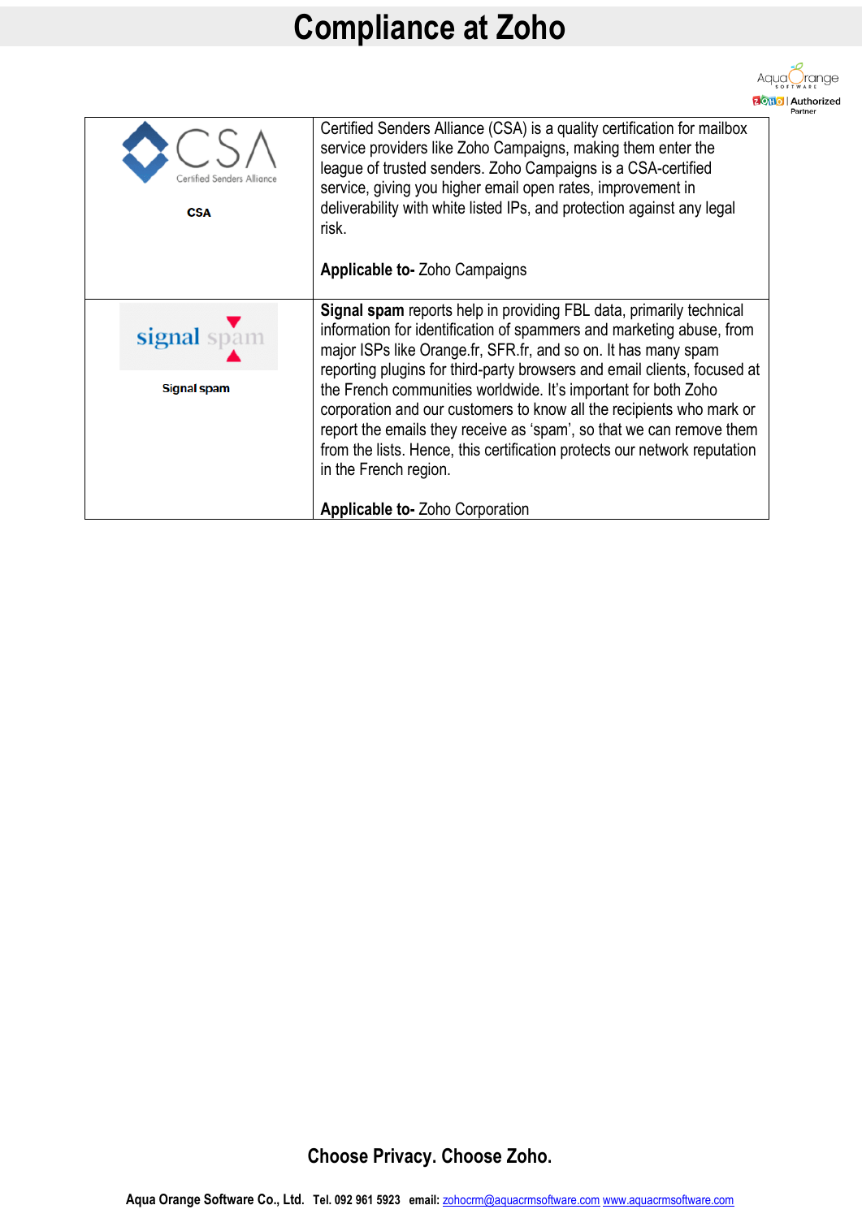# Compliance at Zoho

| | |
|---|---|
| CSA | Certified Senders Alliance (CSA) is a quality certification for mailbox service providers like Zoho Campaigns, making them enter the league of trusted senders. Zoho Campaigns is a CSA-certified service, giving you higher email open rates, improvement in deliverability with white listed IPs, and protection against any legal risk.<br><br>**Applicable to-** Zoho Campaigns |
| Signal spam | **Signal spam** reports help in providing FBL data, primarily technical information for identification of spammers and marketing abuse, from major ISPs like Orange.fr, SFR.fr, and so on. It has many spam reporting plugins for third-party browsers and email clients, focused at the French communities worldwide. It's important for both Zoho corporation and our customers to know all the recipients who mark or report the emails they receive as 'spam', so that we can remove them from the lists. Hence, this certification protects our network reputation in the French region.<br><br>**Applicable to-** Zoho Corporation |

**Choose Privacy. Choose Zoho.**

**Aqua Orange Software Co., Ltd. Tel. 092 961 5923 email:** zohocrm@aquacrmsoftware.com www.aquacrmsoftware.com